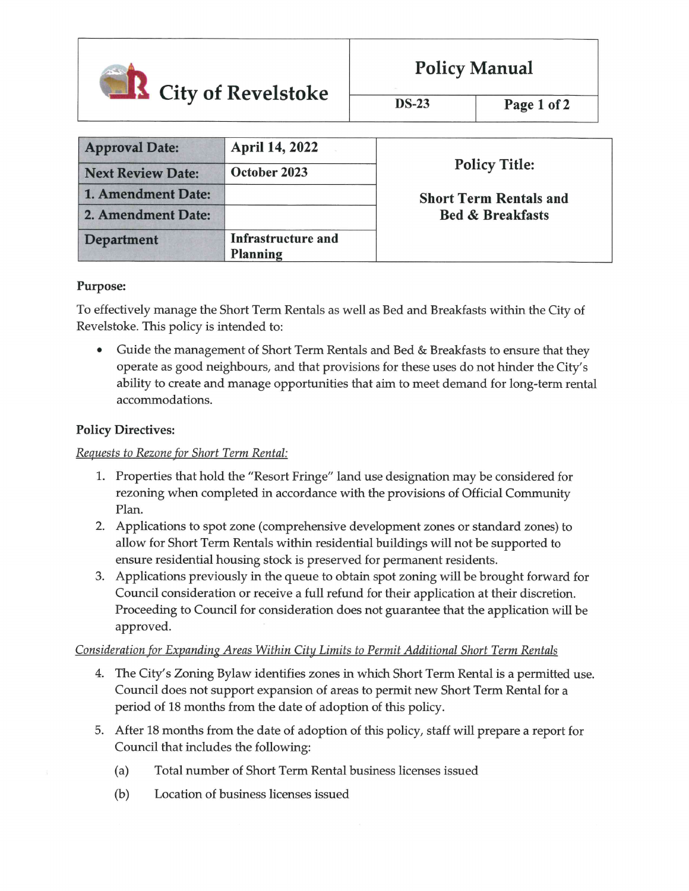# City of Revelstoke

## Policy Manual

DS-23

| Approval Date: | April 14, 2022 | Policy Title: |
| --- | --- | --- |
| Next Review Date: | October 2023 | Short Term Rentals and Bed & Breakfasts |
| 1. Amendment Date: | | |
| 2. Amendment Date: | | |
| Department | Infrastructure and Planning | |

**Purpose:**

To effectively manage the Short Term Rentals as well as Bed and Breakfasts within the City of Revelstoke. This policy is intended to:

- Guide the management of Short Term Rentals and Bed & Breakfasts to ensure that they operate as good neighbours, and that provisions for these uses do not hinder the City's ability to create and manage opportunities that aim to meet demand for long-term rental accommodations.

**Policy Directives:**

*Requests to Rezone for Short Term Rental:*

1. Properties that hold the "Resort Fringe" land use designation may be considered for rezoning when completed in accordance with the provisions of Official Community Plan.
2. Applications to spot zone (comprehensive development zones or standard zones) to allow for Short Term Rentals within residential buildings will not be supported to ensure residential housing stock is preserved for permanent residents.
3. Applications previously in the queue to obtain spot zoning will be brought forward for Council consideration or receive a full refund for their application at their discretion. Proceeding to Council for consideration does not guarantee that the application will be approved.

*Consideration for Expanding Areas Within City Limits to Permit Additional Short Term Rentals*

4. The City's Zoning Bylaw identifies zones in which Short Term Rental is a permitted use. Council does not support expansion of areas to permit new Short Term Rental for a period of 18 months from the date of adoption of this policy.
5. After 18 months from the date of adoption of this policy, staff will prepare a report for Council that includes the following:

   (a) Total number of Short Term Rental business licenses issued

   (b) Location of business licenses issued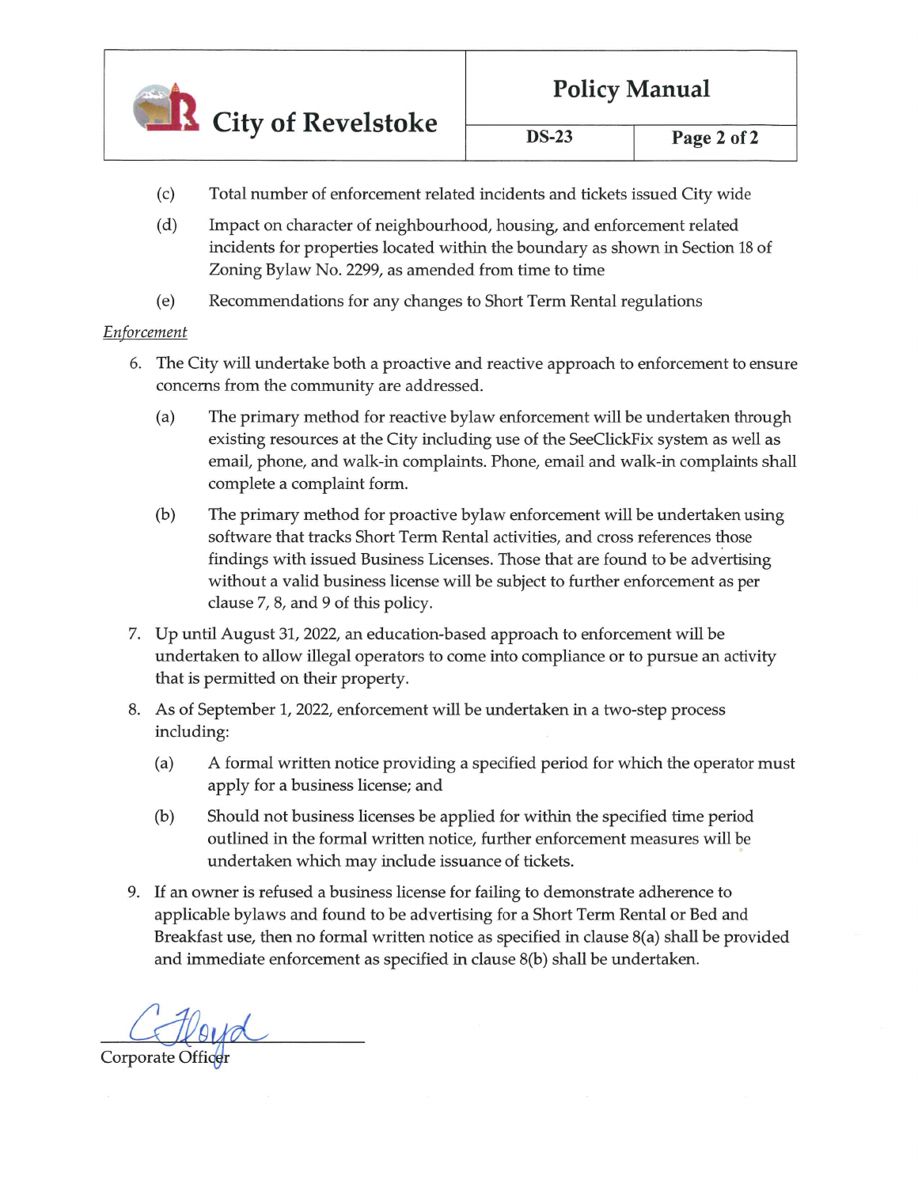(c) Total number of enforcement related incidents and tickets issued City wide

(d) Impact on character of neighbourhood, housing, and enforcement related incidents for properties located within the boundary as shown in Section 18 of Zoning Bylaw No. 2299, as amended from time to time

(e) Recommendations for any changes to Short Term Rental regulations

*Enforcement*

6. The City will undertake both a proactive and reactive approach to enforcement to ensure concerns from the community are addressed.

   (a) The primary method for reactive bylaw enforcement will be undertaken through existing resources at the City including use of the SeeClickFix system as well as email, phone, and walk-in complaints. Phone, email and walk-in complaints shall complete a complaint form.

   (b) The primary method for proactive bylaw enforcement will be undertaken using software that tracks Short Term Rental activities, and cross references those findings with issued Business Licenses. Those that are found to be advertising without a valid business license will be subject to further enforcement as per clause 7, 8, and 9 of this policy.

7. Up until August 31, 2022, an education-based approach to enforcement will be undertaken to allow illegal operators to come into compliance or to pursue an activity that is permitted on their property.

8. As of September 1, 2022, enforcement will be undertaken in a two-step process including:

   (a) A formal written notice providing a specified period for which the operator must apply for a business license; and

   (b) Should not business licenses be applied for within the specified time period outlined in the formal written notice, further enforcement measures will be undertaken which may include issuance of tickets.

9. If an owner is refused a business license for failing to demonstrate adherence to applicable bylaws and found to be advertising for a Short Term Rental or Bed and Breakfast use, then no formal written notice as specified in clause 8(a) shall be provided and immediate enforcement as specified in clause 8(b) shall be undertaken.

C Floyd

Corporate Officer